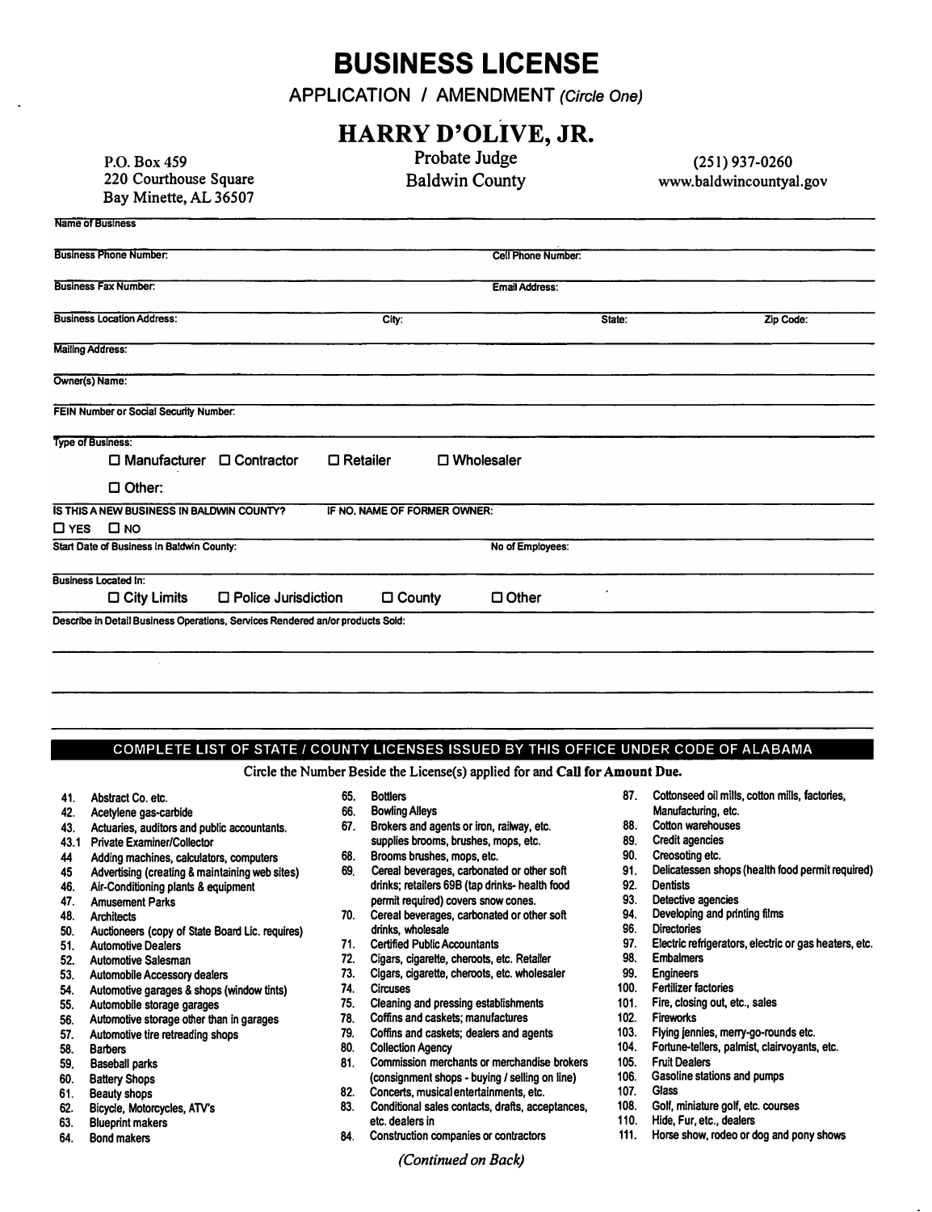# BUSINESS LICENSE

APPLICATION / AMENDMENT *(Circle One)*

## HARRY D'OLIVE, JR.

P.O. Box 459
220 Courthouse Square
Bay Minette, AL 36507

Probate Judge
Baldwin County

(251) 937-0260
www.baldwincountyal.gov

**Name of Business**

**Business Phone Number:** **Cell Phone Number:**

**Business Fax Number:** **Email Address:**

**Business Location Address:** **City:** **State:** **Zip Code:**

**Mailing Address:**

**Owner(s) Name:**

**FEIN Number or Social Security Number:**

**Type of Business:**

☐ Manufacturer ☐ Contractor ☐ Retailer ☐ Wholesaler

☐ Other:

**IS THIS A NEW BUSINESS IN BALDWIN COUNTY?** ☐ YES ☐ NO **IF NO, NAME OF FORMER OWNER:**

**Start Date of Business in Baldwin County:** **No of Employees:**

**Business Located In:**

☐ City Limits ☐ Police Jurisdiction ☐ County ☐ Other

**Describe in Detail Business Operations, Services Rendered an/or products Sold:**

## COMPLETE LIST OF STATE / COUNTY LICENSES ISSUED BY THIS OFFICE UNDER CODE OF ALABAMA

Circle the Number Beside the License(s) applied for and **Call for Amount Due.**

41. Abstract Co. etc.
42. Acetylene gas-carbide
43. Actuaries, auditors and public accountants.
43.1 Private Examiner/Collector
44. Adding machines, calculators, computers
45. Advertising (creating & maintaining web sites)
46. Air-Conditioning plants & equipment
47. Amusement Parks
48. Architects
50. Auctioneers (copy of State Board Lic. requires)
51. Automotive Dealers
52. Automotive Salesman
53. Automobile Accessory dealers
54. Automotive garages & shops (window tints)
55. Automobile storage garages
56. Automotive storage other than in garages
57. Automotive tire retreading shops
58. Barbers
59. Baseball parks
60. Battery Shops
61. Beauty shops
62. Bicycle, Motorcycles, ATV's
63. Blueprint makers
64. Bond makers
65. Bottlers
66. Bowling Alleys
67. Brokers and agents or iron, railway, etc. supplies brooms, brushes, mops, etc.
68. Brooms brushes, mops, etc.
69. Cereal beverages, carbonated or other soft drinks; retailers 69B (tap drinks- health food permit required) covers snow cones.
70. Cereal beverages, carbonated or other soft drinks, wholesale
71. Certified Public Accountants
72. Cigars, cigarette, cheroots, etc. Retailer
73. Cigars, cigarette, cheroots, etc. wholesaler
74. Circuses
75. Cleaning and pressing establishments
78. Coffins and caskets; manufactures
79. Coffins and caskets; dealers and agents
80. Collection Agency
81. Commission merchants or merchandise brokers (consignment shops - buying / selling on line)
82. Concerts, musical entertainments, etc.
83. Conditional sales contacts, drafts, acceptances, etc. dealers in
84. Construction companies or contractors
87. Cottonseed oil mills, cotton mills, factories, Manufacturing, etc.
88. Cotton warehouses
89. Credit agencies
90. Creosoting etc.
91. Delicatessen shops (health food permit required)
92. Dentists
93. Detective agencies
94. Developing and printing films
96. Directories
97. Electric refrigerators, electric or gas heaters, etc.
98. Embalmers
99. Engineers
100. Fertilizer factories
101. Fire, closing out, etc., sales
102. Fireworks
103. Flying jennies, merry-go-rounds etc.
104. Fortune-tellers, palmist, clairvoyants, etc.
105. Fruit Dealers
106. Gasoline stations and pumps
107. Glass
108. Golf, miniature golf, etc. courses
110. Hide, Fur, etc., dealers
111. Horse show, rodeo or dog and pony shows

*(Continued on Back)*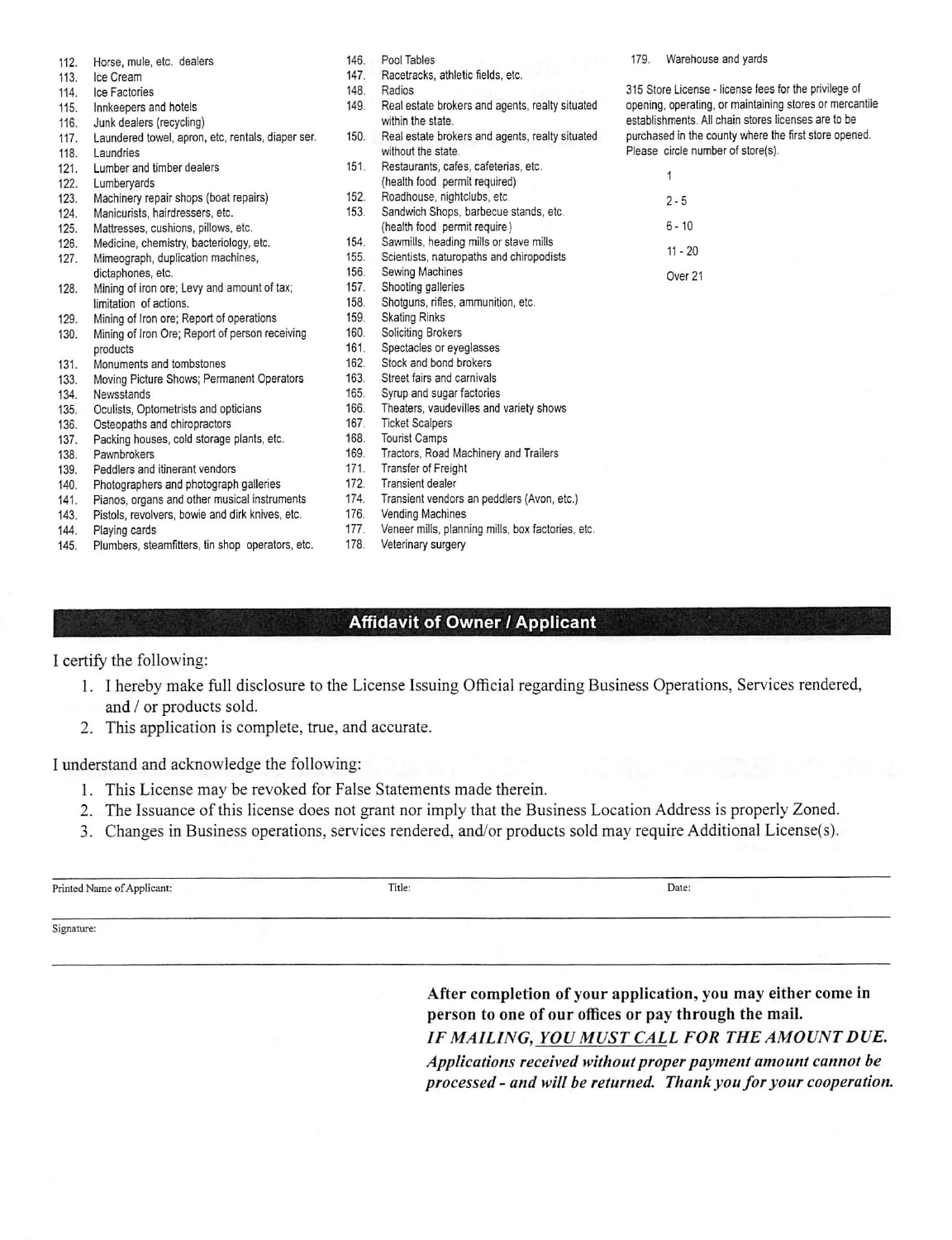112. Horse, mule, etc. dealers
113. Ice Cream
114. Ice Factories
115. Innkeepers and hotels
116. Junk dealers (recycling)
117. Laundered towel, apron, etc, rentals, diaper ser.
118. Laundries
121. Lumber and timber dealers
122. Lumberyards
123. Machinery repair shops (boat repairs)
124. Manicurists, hairdressers, etc.
125. Mattresses, cushions, pillows, etc.
126. Medicine, chemistry, bacteriology, etc.
127. Mimeograph, duplication machines, dictaphones, etc.
128. Mining of iron ore; Levy and amount of tax; limitation of actions.
129. Mining of Iron ore; Report of operations
130. Mining of Iron Ore; Report of person receiving products
131. Monuments and tombstones
133. Moving Picture Shows; Permanent Operators
134. Newsstands
135. Oculists, Optometrists and opticians
136. Osteopaths and chiropractors
137. Packing houses, cold storage plants, etc.
138. Pawnbrokers
139. Peddlers and itinerant vendors
140. Photographers and photograph galleries
141. Pianos, organs and other musical instruments
143. Pistols, revolvers, bowie and dirk knives, etc.
144. Playing cards
145. Plumbers, steamfitters, tin shop operators, etc.
146. Pool Tables
147. Racetracks, athletic fields, etc.
148. Radios
149. Real estate brokers and agents, realty situated within the state.
150. Real estate brokers and agents, realty situated without the state.
151. Restaurants, cafes, cafeterias, etc. (health food permit required)
152. Roadhouse, nightclubs, etc.
153. Sandwich Shops, barbecue stands, etc. (health food permit require)
154. Sawmills, heading mills or stave mills
155. Scientists, naturopaths and chiropodists
156. Sewing Machines
157. Shooting galleries
158. Shotguns, rifles, ammunition, etc.
159. Skating Rinks
160. Soliciting Brokers
161. Spectacles or eyeglasses
162. Stock and bond brokers
163. Street fairs and carnivals
165. Syrup and sugar factories
166. Theaters, vaudevilles and variety shows
167. Ticket Scalpers
168. Tourist Camps
169. Tractors, Road Machinery and Trailers
171. Transfer of Freight
172. Transient dealer
174. Transient vendors an peddlers (Avon, etc.)
176. Vending Machines
177. Veneer mills, planning mills, box factories, etc.
178. Veterinary surgery
179. Warehouse and yards

315 Store License - license fees for the privilege of opening, operating, or maintaining stores or mercantile establishments. All chain stores licenses are to be purchased in the county where the first store opened. Please circle number of store(s).

1

2 - 5

6 - 10

11 - 20

Over 21

## Affidavit of Owner / Applicant

I certify the following:

1. I hereby make full disclosure to the License Issuing Official regarding Business Operations, Services rendered, and / or products sold.
2. This application is complete, true, and accurate.

I understand and acknowledge the following:

1. This License may be revoked for False Statements made therein.
2. The Issuance of this license does not grant nor imply that the Business Location Address is properly Zoned.
3. Changes in Business operations, services rendered, and/or products sold may require Additional License(s).

Printed Name of Applicant: Title: Date:

Signature:

**After completion of your application, you may either come in person to one of our offices or pay through the mail.**

***IF MAILING, YOU MUST CALL FOR THE AMOUNT DUE.***

***Applications received without proper payment amount cannot be processed - and will be returned. Thank you for your cooperation.***